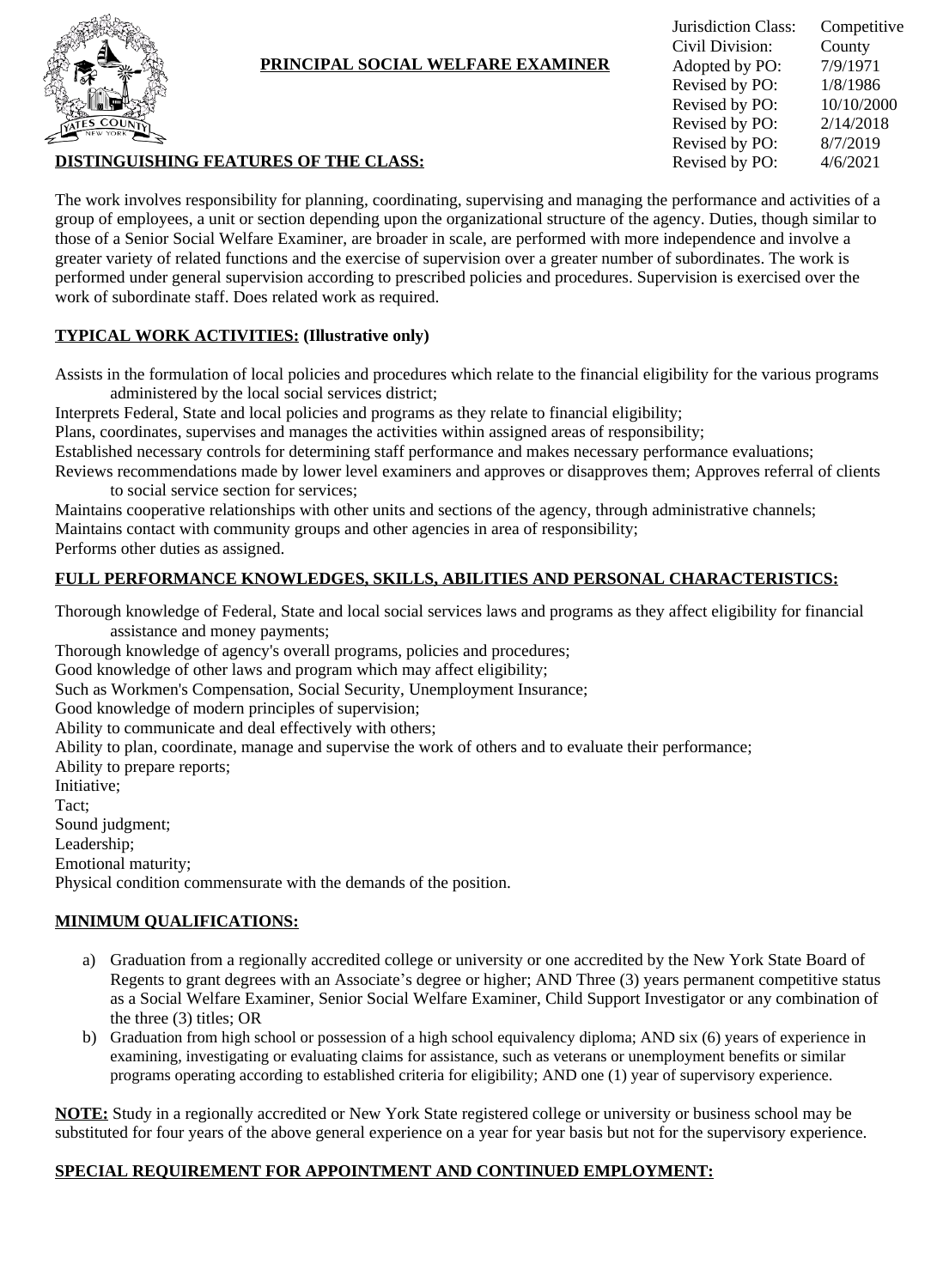# PRINCIPAL SOCIAL WELFARE EXAMINER

| | |
|---|---|
| Jurisdiction Class: | Competitive |
| Civil Division: | County |
| Adopted by PO: | 7/9/1971 |
| Revised by PO: | 1/8/1986 |
| Revised by PO: | 10/10/2000 |
| Revised by PO: | 2/14/2018 |
| Revised by PO: | 8/7/2019 |
| Revised by PO: | 4/6/2021 |

## DISTINGUISHING FEATURES OF THE CLASS:

The work involves responsibility for planning, coordinating, supervising and managing the performance and activities of a group of employees, a unit or section depending upon the organizational structure of the agency. Duties, though similar to those of a Senior Social Welfare Examiner, are broader in scale, are performed with more independence and involve a greater variety of related functions and the exercise of supervision over a greater number of subordinates. The work is performed under general supervision according to prescribed policies and procedures. Supervision is exercised over the work of subordinate staff. Does related work as required.

## TYPICAL WORK ACTIVITIES: (Illustrative only)

Assists in the formulation of local policies and procedures which relate to the financial eligibility for the various programs administered by the local social services district;
Interprets Federal, State and local policies and programs as they relate to financial eligibility;
Plans, coordinates, supervises and manages the activities within assigned areas of responsibility;
Established necessary controls for determining staff performance and makes necessary performance evaluations;
Reviews recommendations made by lower level examiners and approves or disapproves them; Approves referral of clients to social service section for services;
Maintains cooperative relationships with other units and sections of the agency, through administrative channels;
Maintains contact with community groups and other agencies in area of responsibility;
Performs other duties as assigned.

## FULL PERFORMANCE KNOWLEDGES, SKILLS, ABILITIES AND PERSONAL CHARACTERISTICS:

Thorough knowledge of Federal, State and local social services laws and programs as they affect eligibility for financial assistance and money payments;
Thorough knowledge of agency's overall programs, policies and procedures;
Good knowledge of other laws and program which may affect eligibility;
Such as Workmen's Compensation, Social Security, Unemployment Insurance;
Good knowledge of modern principles of supervision;
Ability to communicate and deal effectively with others;
Ability to plan, coordinate, manage and supervise the work of others and to evaluate their performance;
Ability to prepare reports;
Initiative;
Tact;
Sound judgment;
Leadership;
Emotional maturity;
Physical condition commensurate with the demands of the position.

## MINIMUM QUALIFICATIONS:

a) Graduation from a regionally accredited college or university or one accredited by the New York State Board of Regents to grant degrees with an Associate's degree or higher; AND Three (3) years permanent competitive status as a Social Welfare Examiner, Senior Social Welfare Examiner, Child Support Investigator or any combination of the three (3) titles; OR
b) Graduation from high school or possession of a high school equivalency diploma; AND six (6) years of experience in examining, investigating or evaluating claims for assistance, such as veterans or unemployment benefits or similar programs operating according to established criteria for eligibility; AND one (1) year of supervisory experience.

**NOTE:** Study in a regionally accredited or New York State registered college or university or business school may be substituted for four years of the above general experience on a year for year basis but not for the supervisory experience.

## SPECIAL REQUIREMENT FOR APPOINTMENT AND CONTINUED EMPLOYMENT: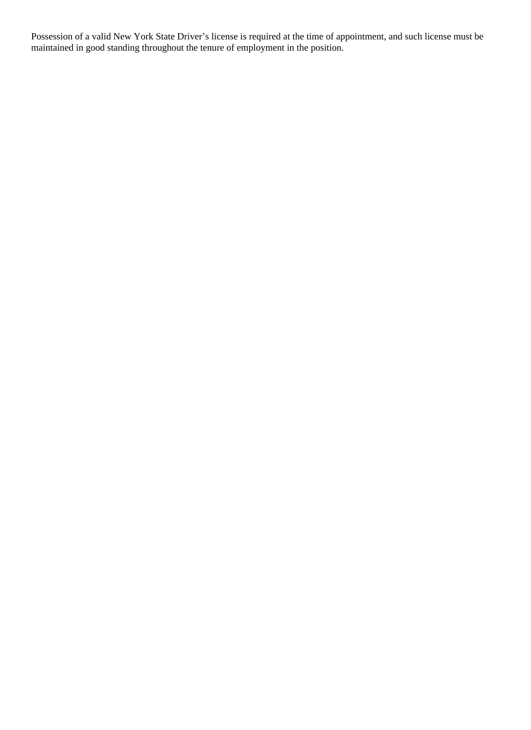Possession of a valid New York State Driver's license is required at the time of appointment, and such license must be maintained in good standing throughout the tenure of employment in the position.